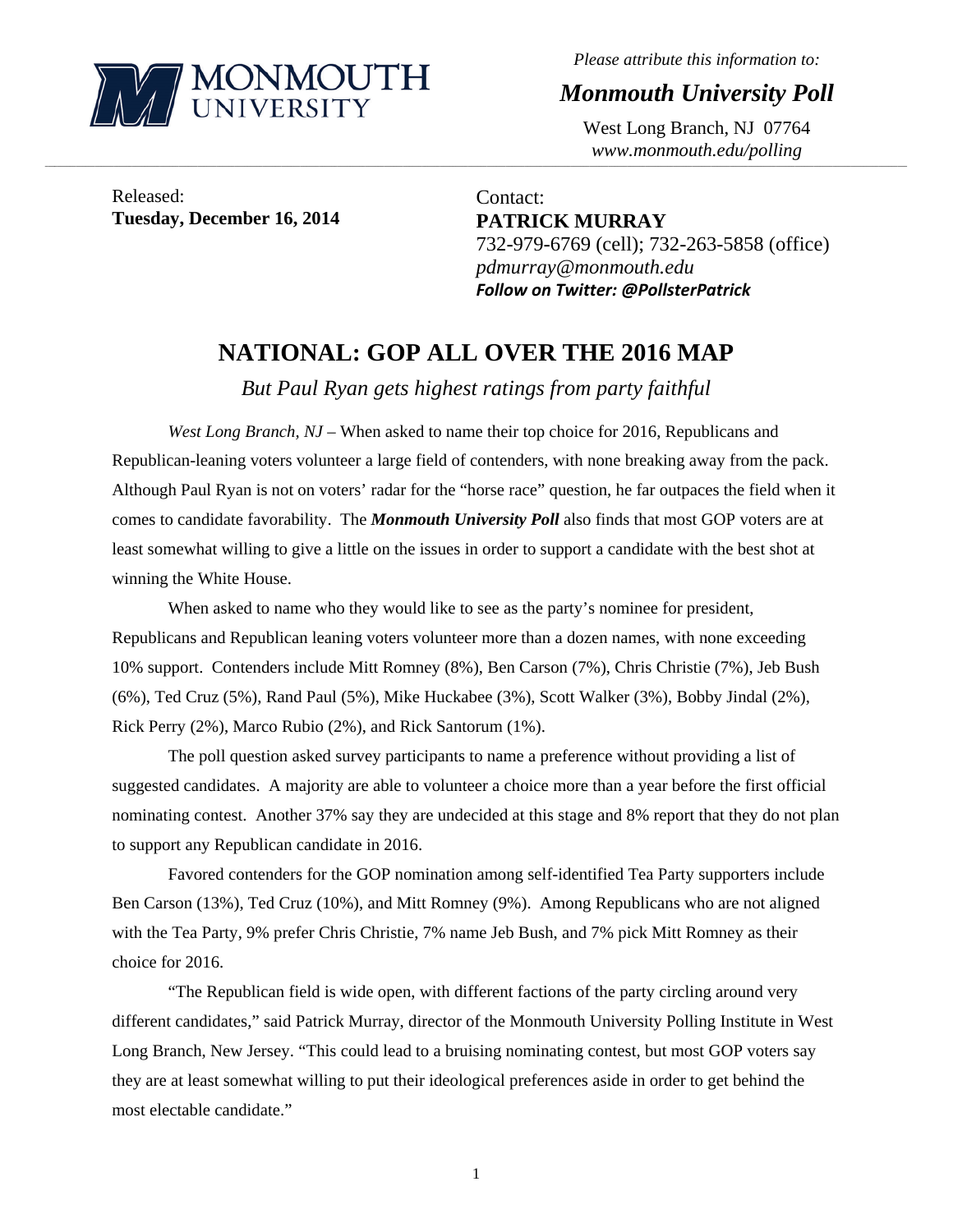MONMOUTH UNIVERSITY

*Please attribute this information to:*

***Monmouth University Poll***

West Long Branch, NJ 07764
*www.monmouth.edu/polling*

Released:
**Tuesday, December 16, 2014**

Contact:
**PATRICK MURRAY**
732-979-6769 (cell); 732-263-5858 (office)
*pdmurray@monmouth.edu*
***Follow on Twitter: @PollsterPatrick***

# NATIONAL: GOP ALL OVER THE 2016 MAP

*But Paul Ryan gets highest ratings from party faithful*

*West Long Branch, NJ* – When asked to name their top choice for 2016, Republicans and Republican-leaning voters volunteer a large field of contenders, with none breaking away from the pack. Although Paul Ryan is not on voters' radar for the "horse race" question, he far outpaces the field when it comes to candidate favorability. The ***Monmouth University Poll*** also finds that most GOP voters are at least somewhat willing to give a little on the issues in order to support a candidate with the best shot at winning the White House.

When asked to name who they would like to see as the party's nominee for president, Republicans and Republican leaning voters volunteer more than a dozen names, with none exceeding 10% support. Contenders include Mitt Romney (8%), Ben Carson (7%), Chris Christie (7%), Jeb Bush (6%), Ted Cruz (5%), Rand Paul (5%), Mike Huckabee (3%), Scott Walker (3%), Bobby Jindal (2%), Rick Perry (2%), Marco Rubio (2%), and Rick Santorum (1%).

The poll question asked survey participants to name a preference without providing a list of suggested candidates. A majority are able to volunteer a choice more than a year before the first official nominating contest. Another 37% say they are undecided at this stage and 8% report that they do not plan to support any Republican candidate in 2016.

Favored contenders for the GOP nomination among self-identified Tea Party supporters include Ben Carson (13%), Ted Cruz (10%), and Mitt Romney (9%). Among Republicans who are not aligned with the Tea Party, 9% prefer Chris Christie, 7% name Jeb Bush, and 7% pick Mitt Romney as their choice for 2016.

"The Republican field is wide open, with different factions of the party circling around very different candidates," said Patrick Murray, director of the Monmouth University Polling Institute in West Long Branch, New Jersey. "This could lead to a bruising nominating contest, but most GOP voters say they are at least somewhat willing to put their ideological preferences aside in order to get behind the most electable candidate."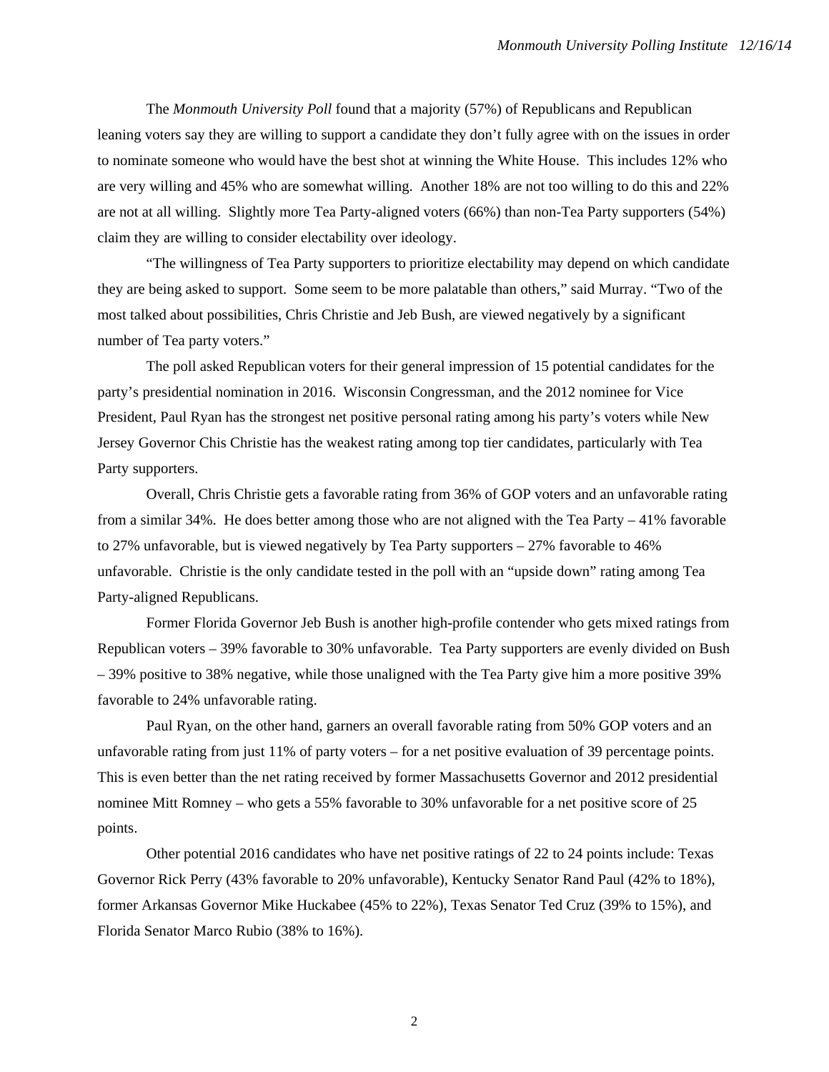The *Monmouth University Poll* found that a majority (57%) of Republicans and Republican leaning voters say they are willing to support a candidate they don't fully agree with on the issues in order to nominate someone who would have the best shot at winning the White House. This includes 12% who are very willing and 45% who are somewhat willing. Another 18% are not too willing to do this and 22% are not at all willing. Slightly more Tea Party-aligned voters (66%) than non-Tea Party supporters (54%) claim they are willing to consider electability over ideology.

"The willingness of Tea Party supporters to prioritize electability may depend on which candidate they are being asked to support. Some seem to be more palatable than others," said Murray. "Two of the most talked about possibilities, Chris Christie and Jeb Bush, are viewed negatively by a significant number of Tea party voters."

The poll asked Republican voters for their general impression of 15 potential candidates for the party's presidential nomination in 2016. Wisconsin Congressman, and the 2012 nominee for Vice President, Paul Ryan has the strongest net positive personal rating among his party's voters while New Jersey Governor Chis Christie has the weakest rating among top tier candidates, particularly with Tea Party supporters.

Overall, Chris Christie gets a favorable rating from 36% of GOP voters and an unfavorable rating from a similar 34%. He does better among those who are not aligned with the Tea Party – 41% favorable to 27% unfavorable, but is viewed negatively by Tea Party supporters – 27% favorable to 46% unfavorable. Christie is the only candidate tested in the poll with an "upside down" rating among Tea Party-aligned Republicans.

Former Florida Governor Jeb Bush is another high-profile contender who gets mixed ratings from Republican voters – 39% favorable to 30% unfavorable. Tea Party supporters are evenly divided on Bush – 39% positive to 38% negative, while those unaligned with the Tea Party give him a more positive 39% favorable to 24% unfavorable rating.

Paul Ryan, on the other hand, garners an overall favorable rating from 50% GOP voters and an unfavorable rating from just 11% of party voters – for a net positive evaluation of 39 percentage points. This is even better than the net rating received by former Massachusetts Governor and 2012 presidential nominee Mitt Romney – who gets a 55% favorable to 30% unfavorable for a net positive score of 25 points.

Other potential 2016 candidates who have net positive ratings of 22 to 24 points include: Texas Governor Rick Perry (43% favorable to 20% unfavorable), Kentucky Senator Rand Paul (42% to 18%), former Arkansas Governor Mike Huckabee (45% to 22%), Texas Senator Ted Cruz (39% to 15%), and Florida Senator Marco Rubio (38% to 16%).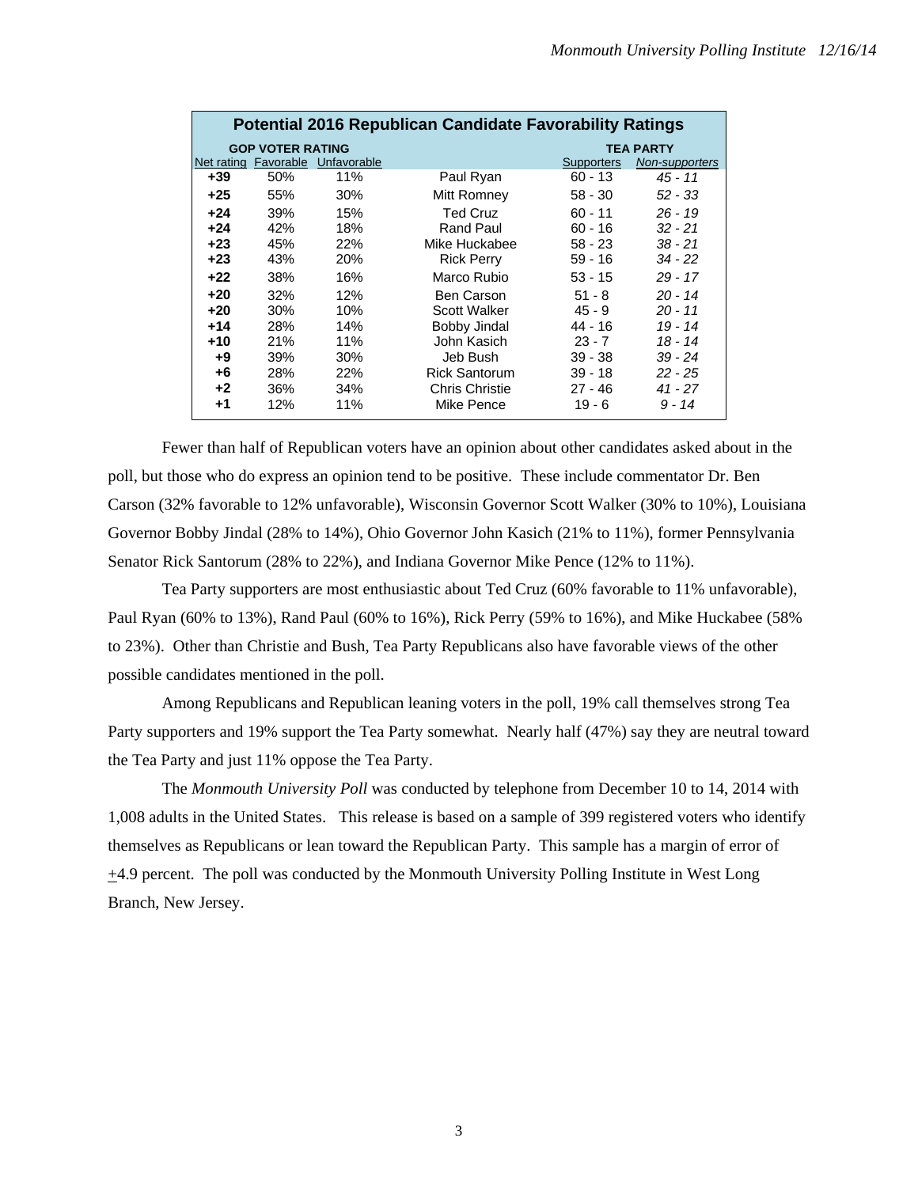**Potential 2016 Republican Candidate Favorability Ratings**

| GOP VOTER RATING | | | | TEA PARTY | |
|---|---|---|---|---|---|
| Net rating | Favorable | Unfavorable | | Supporters | *Non-supporters* |
| **+39** | 50% | 11% | Paul Ryan | 60 - 13 | *45 - 11* |
| **+25** | 55% | 30% | Mitt Romney | 58 - 30 | *52 - 33* |
| **+24** | 39% | 15% | Ted Cruz | 60 - 11 | *26 - 19* |
| **+24** | 42% | 18% | Rand Paul | 60 - 16 | *32 - 21* |
| **+23** | 45% | 22% | Mike Huckabee | 58 - 23 | *38 - 21* |
| **+23** | 43% | 20% | Rick Perry | 59 - 16 | *34 - 22* |
| **+22** | 38% | 16% | Marco Rubio | 53 - 15 | *29 - 17* |
| **+20** | 32% | 12% | Ben Carson | 51 - 8 | *20 - 14* |
| **+20** | 30% | 10% | Scott Walker | 45 - 9 | *20 - 11* |
| **+14** | 28% | 14% | Bobby Jindal | 44 - 16 | *19 - 14* |
| **+10** | 21% | 11% | John Kasich | 23 - 7 | *18 - 14* |
| **+9** | 39% | 30% | Jeb Bush | 39 - 38 | *39 - 24* |
| **+6** | 28% | 22% | Rick Santorum | 39 - 18 | *22 - 25* |
| **+2** | 36% | 34% | Chris Christie | 27 - 46 | *41 - 27* |
| **+1** | 12% | 11% | Mike Pence | 19 - 6 | *9 - 14* |

Fewer than half of Republican voters have an opinion about other candidates asked about in the poll, but those who do express an opinion tend to be positive. These include commentator Dr. Ben Carson (32% favorable to 12% unfavorable), Wisconsin Governor Scott Walker (30% to 10%), Louisiana Governor Bobby Jindal (28% to 14%), Ohio Governor John Kasich (21% to 11%), former Pennsylvania Senator Rick Santorum (28% to 22%), and Indiana Governor Mike Pence (12% to 11%).

Tea Party supporters are most enthusiastic about Ted Cruz (60% favorable to 11% unfavorable), Paul Ryan (60% to 13%), Rand Paul (60% to 16%), Rick Perry (59% to 16%), and Mike Huckabee (58% to 23%). Other than Christie and Bush, Tea Party Republicans also have favorable views of the other possible candidates mentioned in the poll.

Among Republicans and Republican leaning voters in the poll, 19% call themselves strong Tea Party supporters and 19% support the Tea Party somewhat. Nearly half (47%) say they are neutral toward the Tea Party and just 11% oppose the Tea Party.

The *Monmouth University Poll* was conducted by telephone from December 10 to 14, 2014 with 1,008 adults in the United States. This release is based on a sample of 399 registered voters who identify themselves as Republicans or lean toward the Republican Party. This sample has a margin of error of ±4.9 percent. The poll was conducted by the Monmouth University Polling Institute in West Long Branch, New Jersey.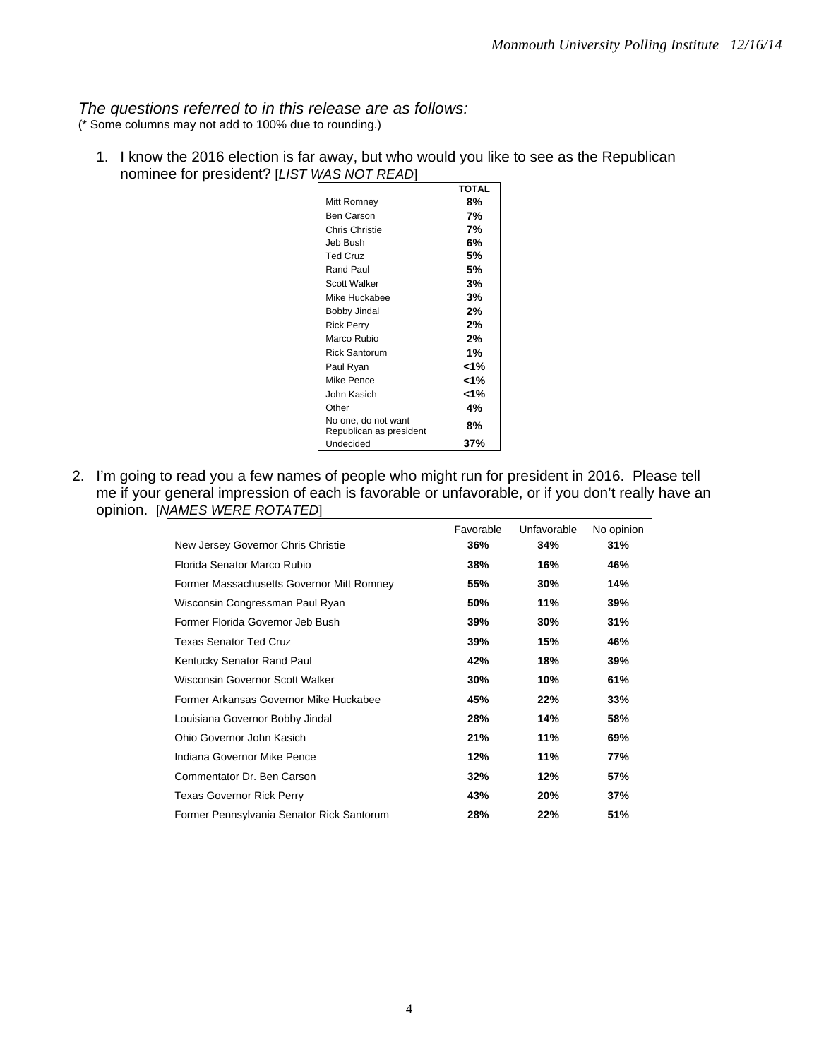*The questions referred to in this release are as follows:*
(* Some columns may not add to 100% due to rounding.)

1. I know the 2016 election is far away, but who would you like to see as the Republican nominee for president? [*LIST WAS NOT READ*]

| | TOTAL |
|---|---|
| Mitt Romney | **8%** |
| Ben Carson | **7%** |
| Chris Christie | **7%** |
| Jeb Bush | **6%** |
| Ted Cruz | **5%** |
| Rand Paul | **5%** |
| Scott Walker | **3%** |
| Mike Huckabee | **3%** |
| Bobby Jindal | **2%** |
| Rick Perry | **2%** |
| Marco Rubio | **2%** |
| Rick Santorum | **1%** |
| Paul Ryan | **<1%** |
| Mike Pence | **<1%** |
| John Kasich | **<1%** |
| Other | **4%** |
| No one, do not want Republican as president | **8%** |
| Undecided | **37%** |

2. I'm going to read you a few names of people who might run for president in 2016. Please tell me if your general impression of each is favorable or unfavorable, or if you don't really have an opinion. [*NAMES WERE ROTATED*]

| | Favorable | Unfavorable | No opinion |
|---|---|---|---|
| New Jersey Governor Chris Christie | **36%** | **34%** | **31%** |
| Florida Senator Marco Rubio | **38%** | **16%** | **46%** |
| Former Massachusetts Governor Mitt Romney | **55%** | **30%** | **14%** |
| Wisconsin Congressman Paul Ryan | **50%** | **11%** | **39%** |
| Former Florida Governor Jeb Bush | **39%** | **30%** | **31%** |
| Texas Senator Ted Cruz | **39%** | **15%** | **46%** |
| Kentucky Senator Rand Paul | **42%** | **18%** | **39%** |
| Wisconsin Governor Scott Walker | **30%** | **10%** | **61%** |
| Former Arkansas Governor Mike Huckabee | **45%** | **22%** | **33%** |
| Louisiana Governor Bobby Jindal | **28%** | **14%** | **58%** |
| Ohio Governor John Kasich | **21%** | **11%** | **69%** |
| Indiana Governor Mike Pence | **12%** | **11%** | **77%** |
| Commentator Dr. Ben Carson | **32%** | **12%** | **57%** |
| Texas Governor Rick Perry | **43%** | **20%** | **37%** |
| Former Pennsylvania Senator Rick Santorum | **28%** | **22%** | **51%** |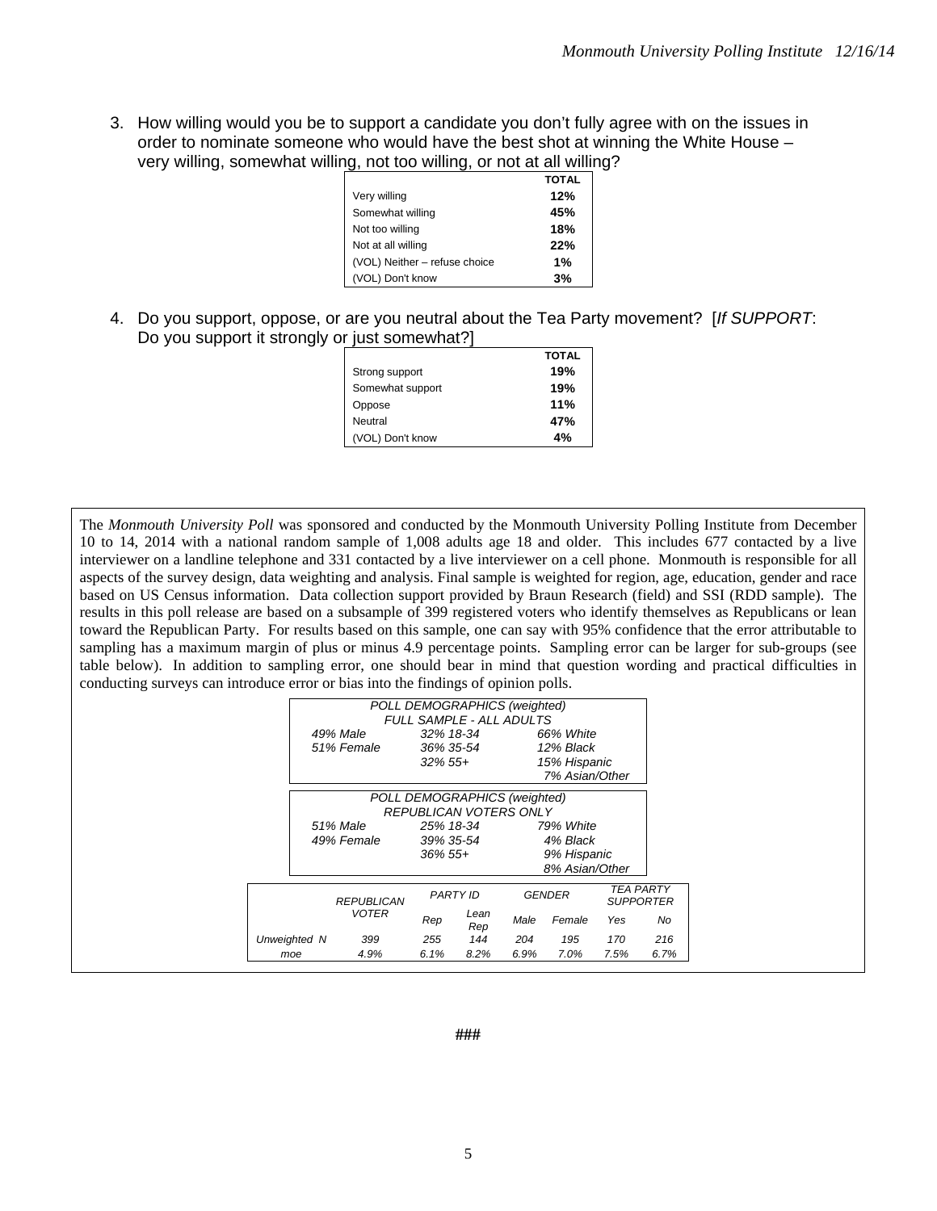3. How willing would you be to support a candidate you don't fully agree with on the issues in order to nominate someone who would have the best shot at winning the White House – very willing, somewhat willing, not too willing, or not at all willing?

| | TOTAL |
|---|---|
| Very willing | 12% |
| Somewhat willing | 45% |
| Not too willing | 18% |
| Not at all willing | 22% |
| (VOL) Neither – refuse choice | 1% |
| (VOL) Don't know | 3% |

4. Do you support, oppose, or are you neutral about the Tea Party movement? [*If SUPPORT*: Do you support it strongly or just somewhat?]

| | TOTAL |
|---|---|
| Strong support | 19% |
| Somewhat support | 19% |
| Oppose | 11% |
| Neutral | 47% |
| (VOL) Don't know | 4% |

The *Monmouth University Poll* was sponsored and conducted by the Monmouth University Polling Institute from December 10 to 14, 2014 with a national random sample of 1,008 adults age 18 and older. This includes 677 contacted by a live interviewer on a landline telephone and 331 contacted by a live interviewer on a cell phone. Monmouth is responsible for all aspects of the survey design, data weighting and analysis. Final sample is weighted for region, age, education, gender and race based on US Census information. Data collection support provided by Braun Research (field) and SSI (RDD sample). The results in this poll release are based on a subsample of 399 registered voters who identify themselves as Republicans or lean toward the Republican Party. For results based on this sample, one can say with 95% confidence that the error attributable to sampling has a maximum margin of plus or minus 4.9 percentage points. Sampling error can be larger for sub-groups (see table below). In addition to sampling error, one should bear in mind that question wording and practical difficulties in conducting surveys can introduce error or bias into the findings of opinion polls.

*POLL DEMOGRAPHICS (weighted)*
*FULL SAMPLE - ALL ADULTS*

| | | |
|---|---|---|
| 49% Male | 32% 18-34 | 66% White |
| 51% Female | 36% 35-54 | 12% Black |
| | 32% 55+ | 15% Hispanic |
| | | 7% Asian/Other |

*POLL DEMOGRAPHICS (weighted)*
*REPUBLICAN VOTERS ONLY*

| | | |
|---|---|---|
| 51% Male | 25% 18-34 | 79% White |
| 49% Female | 39% 35-54 | 4% Black |
| | 36% 55+ | 9% Hispanic |
| | | 8% Asian/Other |

| | REPUBLICAN VOTER | PARTY ID | | GENDER | | TEA PARTY SUPPORTER | |
|---|---|---|---|---|---|---|---|
| | | Rep | Lean Rep | Male | Female | Yes | No |
| Unweighted N | 399 | 255 | 144 | 204 | 195 | 170 | 216 |
| moe | 4.9% | 6.1% | 8.2% | 6.9% | 7.0% | 7.5% | 6.7% |

###